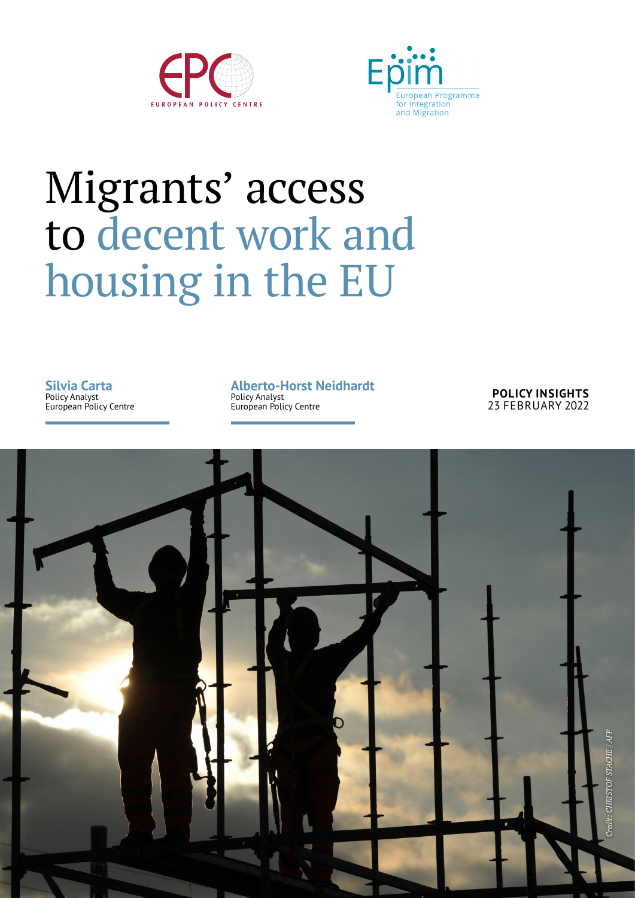EUROPEAN POLICY CENTRE

European Programme for Integration and Migration

# Migrants' access to decent work and housing in the EU

**Silvia Carta**
Policy Analyst
European Policy Centre

**Alberto-Horst Neidhardt**
Policy Analyst
European Policy Centre

**POLICY INSIGHTS**
23 FEBRUARY 2022

*Credit: CHRISTOF STACHE / AFP*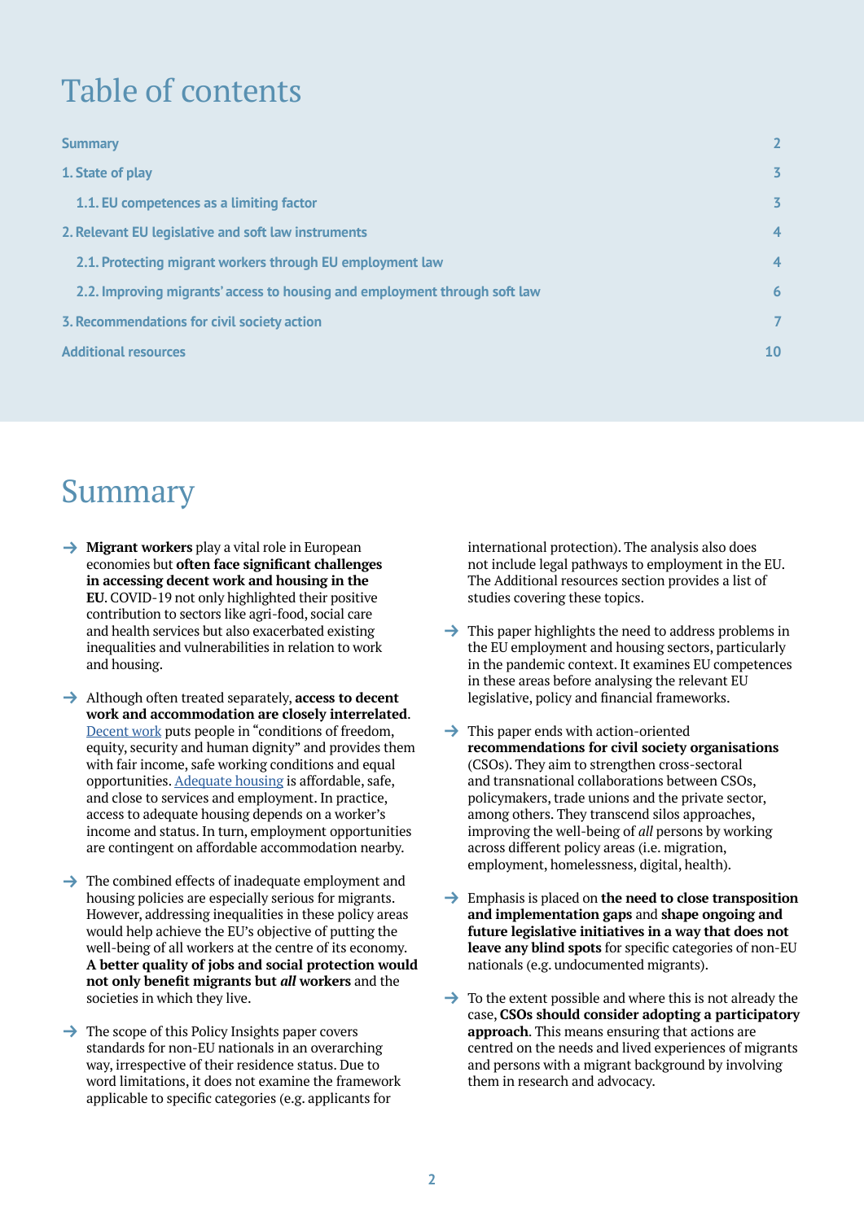# Table of contents

| | |
|---|---|
| Summary | 2 |
| 1. State of play | 3 |
| 1.1. EU competences as a limiting factor | 3 |
| 2. Relevant EU legislative and soft law instruments | 4 |
| 2.1. Protecting migrant workers through EU employment law | 4 |
| 2.2. Improving migrants' access to housing and employment through soft law | 6 |
| 3. Recommendations for civil society action | 7 |
| Additional resources | 10 |

# Summary

- **Migrant workers** play a vital role in European economies but **often face significant challenges in accessing decent work and housing in the EU**. COVID-19 not only highlighted their positive contribution to sectors like agri-food, social care and health services but also exacerbated existing inequalities and vulnerabilities in relation to work and housing.

- Although often treated separately, **access to decent work and accommodation are closely interrelated**. Decent work puts people in "conditions of freedom, equity, security and human dignity" and provides them with fair income, safe working conditions and equal opportunities. Adequate housing is affordable, safe, and close to services and employment. In practice, access to adequate housing depends on a worker's income and status. In turn, employment opportunities are contingent on affordable accommodation nearby.

- The combined effects of inadequate employment and housing policies are especially serious for migrants. However, addressing inequalities in these policy areas would help achieve the EU's objective of putting the well-being of all workers at the centre of its economy. **A better quality of jobs and social protection would not only benefit migrants but *all* workers** and the societies in which they live.

- The scope of this Policy Insights paper covers standards for non-EU nationals in an overarching way, irrespective of their residence status. Due to word limitations, it does not examine the framework applicable to specific categories (e.g. applicants for international protection). The analysis also does not include legal pathways to employment in the EU. The Additional resources section provides a list of studies covering these topics.

- This paper highlights the need to address problems in the EU employment and housing sectors, particularly in the pandemic context. It examines EU competences in these areas before analysing the relevant EU legislative, policy and financial frameworks.

- This paper ends with action-oriented **recommendations for civil society organisations** (CSOs). They aim to strengthen cross-sectoral and transnational collaborations between CSOs, policymakers, trade unions and the private sector, among others. They transcend silos approaches, improving the well-being of *all* persons by working across different policy areas (i.e. migration, employment, homelessness, digital, health).

- Emphasis is placed on **the need to close transposition and implementation gaps** and **shape ongoing and future legislative initiatives in a way that does not leave any blind spots** for specific categories of non-EU nationals (e.g. undocumented migrants).

- To the extent possible and where this is not already the case, **CSOs should consider adopting a participatory approach**. This means ensuring that actions are centred on the needs and lived experiences of migrants and persons with a migrant background by involving them in research and advocacy.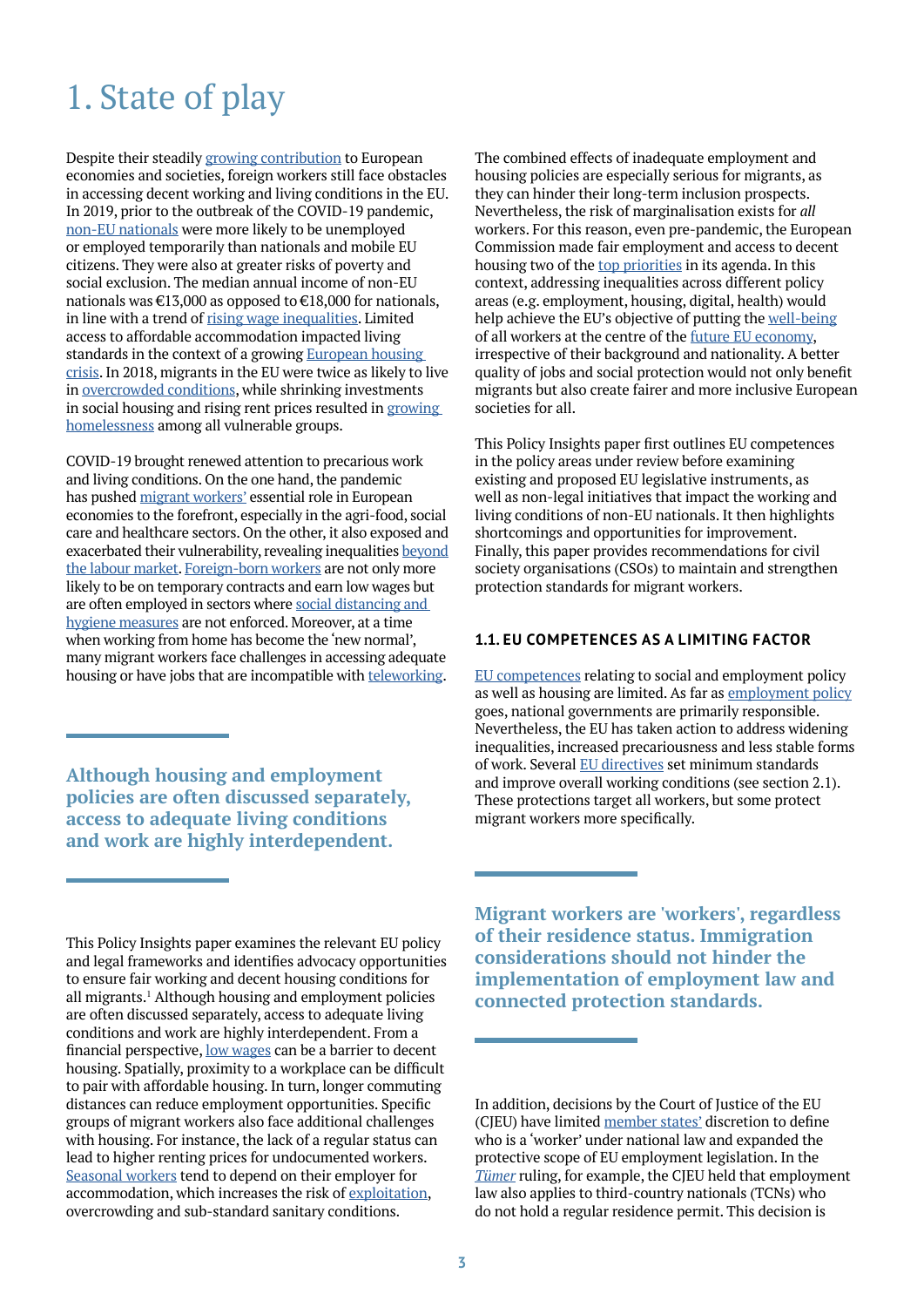# 1. State of play

Despite their steadily growing contribution to European economies and societies, foreign workers still face obstacles in accessing decent working and living conditions in the EU. In 2019, prior to the outbreak of the COVID-19 pandemic, non-EU nationals were more likely to be unemployed or employed temporarily than nationals and mobile EU citizens. They were also at greater risks of poverty and social exclusion. The median annual income of non-EU nationals was €13,000 as opposed to €18,000 for nationals, in line with a trend of rising wage inequalities. Limited access to affordable accommodation impacted living standards in the context of a growing European housing crisis. In 2018, migrants in the EU were twice as likely to live in overcrowded conditions, while shrinking investments in social housing and rising rent prices resulted in growing homelessness among all vulnerable groups.

COVID-19 brought renewed attention to precarious work and living conditions. On the one hand, the pandemic has pushed migrant workers' essential role in European economies to the forefront, especially in the agri-food, social care and healthcare sectors. On the other, it also exposed and exacerbated their vulnerability, revealing inequalities beyond the labour market. Foreign-born workers are not only more likely to be on temporary contracts and earn low wages but are often employed in sectors where social distancing and hygiene measures are not enforced. Moreover, at a time when working from home has become the 'new normal', many migrant workers face challenges in accessing adequate housing or have jobs that are incompatible with teleworking.

> **Although housing and employment policies are often discussed separately, access to adequate living conditions and work are highly interdependent.**

This Policy Insights paper examines the relevant EU policy and legal frameworks and identifies advocacy opportunities to ensure fair working and decent housing conditions for all migrants.[1] Although housing and employment policies are often discussed separately, access to adequate living conditions and work are highly interdependent. From a financial perspective, low wages can be a barrier to decent housing. Spatially, proximity to a workplace can be difficult to pair with affordable housing. In turn, longer commuting distances can reduce employment opportunities. Specific groups of migrant workers also face additional challenges with housing. For instance, the lack of a regular status can lead to higher renting prices for undocumented workers. Seasonal workers tend to depend on their employer for accommodation, which increases the risk of exploitation, overcrowding and sub-standard sanitary conditions.

The combined effects of inadequate employment and housing policies are especially serious for migrants, as they can hinder their long-term inclusion prospects. Nevertheless, the risk of marginalisation exists for *all* workers. For this reason, even pre-pandemic, the European Commission made fair employment and access to decent housing two of the top priorities in its agenda. In this context, addressing inequalities across different policy areas (e.g. employment, housing, digital, health) would help achieve the EU's objective of putting the well-being of all workers at the centre of the future EU economy, irrespective of their background and nationality. A better quality of jobs and social protection would not only benefit migrants but also create fairer and more inclusive European societies for all.

This Policy Insights paper first outlines EU competences in the policy areas under review before examining existing and proposed EU legislative instruments, as well as non-legal initiatives that impact the working and living conditions of non-EU nationals. It then highlights shortcomings and opportunities for improvement. Finally, this paper provides recommendations for civil society organisations (CSOs) to maintain and strengthen protection standards for migrant workers.

### 1.1. EU COMPETENCES AS A LIMITING FACTOR

EU competences relating to social and employment policy as well as housing are limited. As far as employment policy goes, national governments are primarily responsible. Nevertheless, the EU has taken action to address widening inequalities, increased precariousness and less stable forms of work. Several EU directives set minimum standards and improve overall working conditions (see section 2.1). These protections target all workers, but some protect migrant workers more specifically.

> **Migrant workers are 'workers', regardless of their residence status. Immigration considerations should not hinder the implementation of employment law and connected protection standards.**

In addition, decisions by the Court of Justice of the EU (CJEU) have limited member states' discretion to define who is a 'worker' under national law and expanded the protective scope of EU employment legislation. In the *Tümer* ruling, for example, the CJEU held that employment law also applies to third-country nationals (TCNs) who do not hold a regular residence permit. This decision is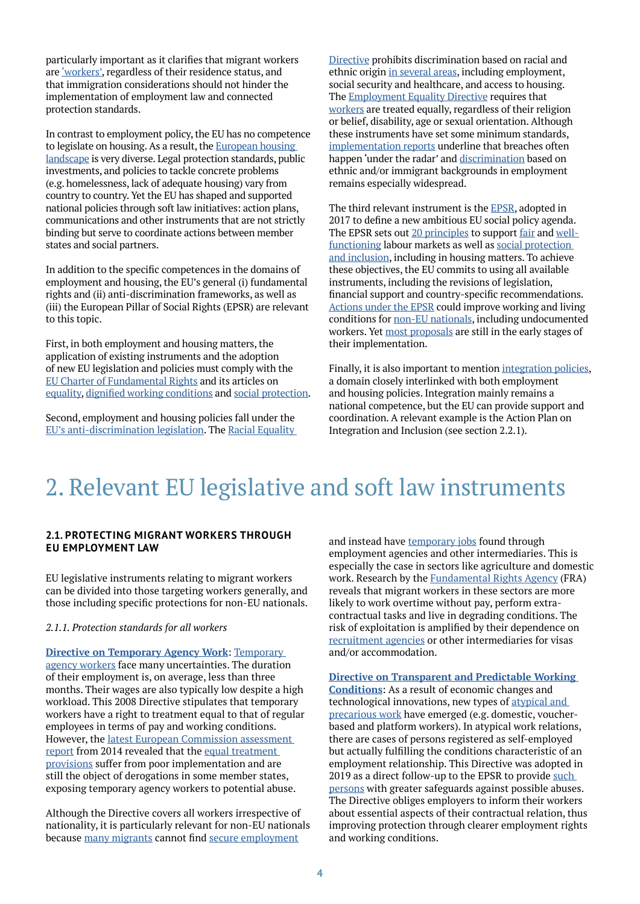particularly important as it clarifies that migrant workers are 'workers', regardless of their residence status, and that immigration considerations should not hinder the implementation of employment law and connected protection standards.

In contrast to employment policy, the EU has no competence to legislate on housing. As a result, the European housing landscape is very diverse. Legal protection standards, public investments, and policies to tackle concrete problems (e.g. homelessness, lack of adequate housing) vary from country to country. Yet the EU has shaped and supported national policies through soft law initiatives: action plans, communications and other instruments that are not strictly binding but serve to coordinate actions between member states and social partners.

In addition to the specific competences in the domains of employment and housing, the EU's general (i) fundamental rights and (ii) anti-discrimination frameworks, as well as (iii) the European Pillar of Social Rights (EPSR) are relevant to this topic.

First, in both employment and housing matters, the application of existing instruments and the adoption of new EU legislation and policies must comply with the EU Charter of Fundamental Rights and its articles on equality, dignified working conditions and social protection.

Second, employment and housing policies fall under the EU's anti-discrimination legislation. The Racial Equality Directive prohibits discrimination based on racial and ethnic origin in several areas, including employment, social security and healthcare, and access to housing. The Employment Equality Directive requires that workers are treated equally, regardless of their religion or belief, disability, age or sexual orientation. Although these instruments have set some minimum standards, implementation reports underline that breaches often happen 'under the radar' and discrimination based on ethnic and/or immigrant backgrounds in employment remains especially widespread.

The third relevant instrument is the EPSR, adopted in 2017 to define a new ambitious EU social policy agenda. The EPSR sets out 20 principles to support fair and well-functioning labour markets as well as social protection and inclusion, including in housing matters. To achieve these objectives, the EU commits to using all available instruments, including the revisions of legislation, financial support and country-specific recommendations. Actions under the EPSR could improve working and living conditions for non-EU nationals, including undocumented workers. Yet most proposals are still in the early stages of their implementation.

Finally, it is also important to mention integration policies, a domain closely interlinked with both employment and housing policies. Integration mainly remains a national competence, but the EU can provide support and coordination. A relevant example is the Action Plan on Integration and Inclusion (see section 2.2.1).

# 2. Relevant EU legislative and soft law instruments

## 2.1. PROTECTING MIGRANT WORKERS THROUGH EU EMPLOYMENT LAW

EU legislative instruments relating to migrant workers can be divided into those targeting workers generally, and those including specific protections for non-EU nationals.

*2.1.1. Protection standards for all workers*

**Directive on Temporary Agency Work**: Temporary agency workers face many uncertainties. The duration of their employment is, on average, less than three months. Their wages are also typically low despite a high workload. This 2008 Directive stipulates that temporary workers have a right to treatment equal to that of regular employees in terms of pay and working conditions. However, the latest European Commission assessment report from 2014 revealed that the equal treatment provisions suffer from poor implementation and are still the object of derogations in some member states, exposing temporary agency workers to potential abuse.

Although the Directive covers all workers irrespective of nationality, it is particularly relevant for non-EU nationals because many migrants cannot find secure employment and instead have temporary jobs found through employment agencies and other intermediaries. This is especially the case in sectors like agriculture and domestic work. Research by the Fundamental Rights Agency (FRA) reveals that migrant workers in these sectors are more likely to work overtime without pay, perform extra-contractual tasks and live in degrading conditions. The risk of exploitation is amplified by their dependence on recruitment agencies or other intermediaries for visas and/or accommodation.

**Directive on Transparent and Predictable Working Conditions**: As a result of economic changes and technological innovations, new types of atypical and precarious work have emerged (e.g. domestic, voucher-based and platform workers). In atypical work relations, there are cases of persons registered as self-employed but actually fulfilling the conditions characteristic of an employment relationship. This Directive was adopted in 2019 as a direct follow-up to the EPSR to provide such persons with greater safeguards against possible abuses. The Directive obliges employers to inform their workers about essential aspects of their contractual relation, thus improving protection through clearer employment rights and working conditions.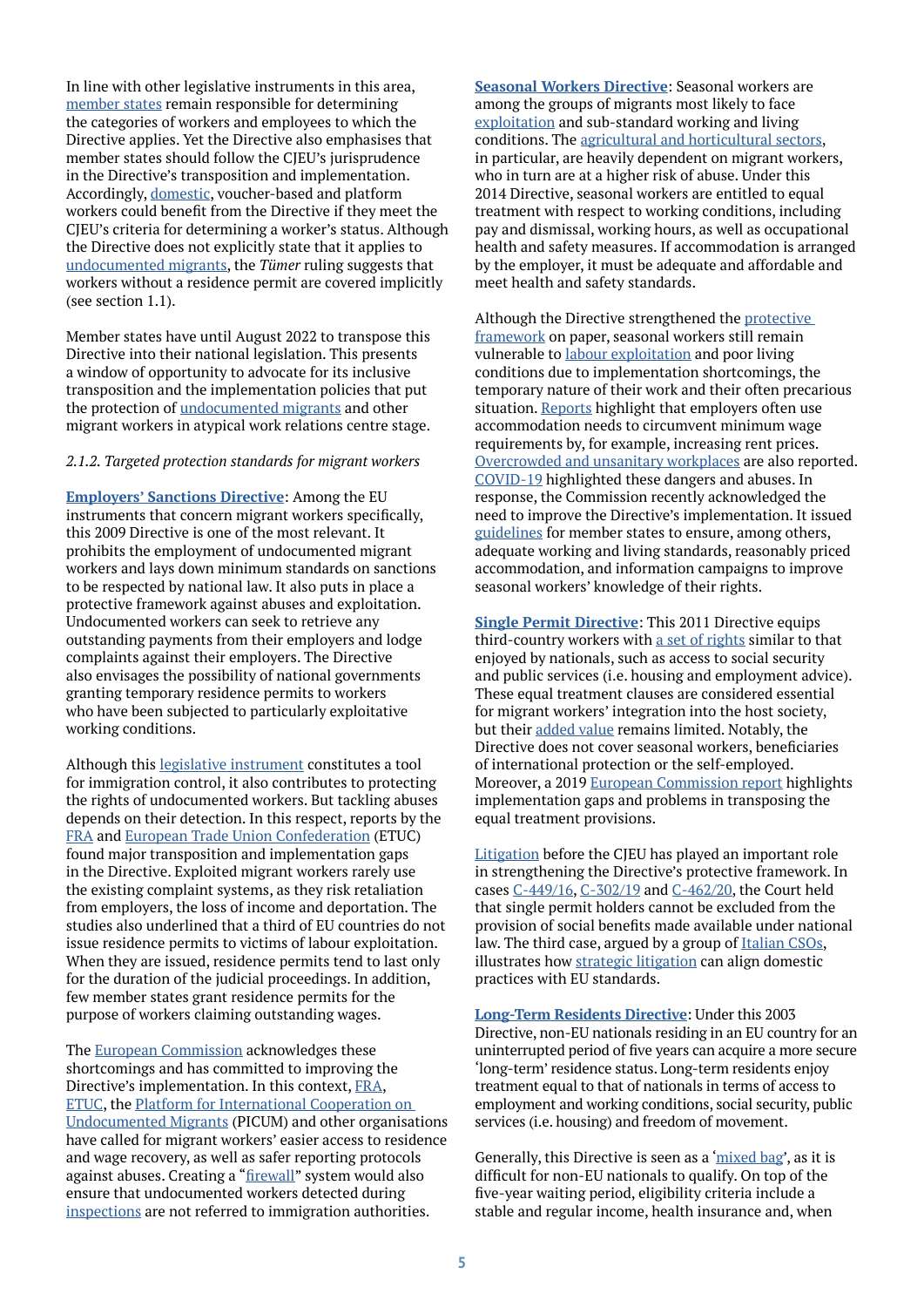In line with other legislative instruments in this area, member states remain responsible for determining the categories of workers and employees to which the Directive applies. Yet the Directive also emphasises that member states should follow the CJEU's jurisprudence in the Directive's transposition and implementation. Accordingly, domestic, voucher-based and platform workers could benefit from the Directive if they meet the CJEU's criteria for determining a worker's status. Although the Directive does not explicitly state that it applies to undocumented migrants, the *Tümer* ruling suggests that workers without a residence permit are covered implicitly (see section 1.1).

Member states have until August 2022 to transpose this Directive into their national legislation. This presents a window of opportunity to advocate for its inclusive transposition and the implementation policies that put the protection of undocumented migrants and other migrant workers in atypical work relations centre stage.

*2.1.2. Targeted protection standards for migrant workers*

**Employers' Sanctions Directive**: Among the EU instruments that concern migrant workers specifically, this 2009 Directive is one of the most relevant. It prohibits the employment of undocumented migrant workers and lays down minimum standards on sanctions to be respected by national law. It also puts in place a protective framework against abuses and exploitation. Undocumented workers can seek to retrieve any outstanding payments from their employers and lodge complaints against their employers. The Directive also envisages the possibility of national governments granting temporary residence permits to workers who have been subjected to particularly exploitative working conditions.

Although this legislative instrument constitutes a tool for immigration control, it also contributes to protecting the rights of undocumented workers. But tackling abuses depends on their detection. In this respect, reports by the FRA and European Trade Union Confederation (ETUC) found major transposition and implementation gaps in the Directive. Exploited migrant workers rarely use the existing complaint systems, as they risk retaliation from employers, the loss of income and deportation. The studies also underlined that a third of EU countries do not issue residence permits to victims of labour exploitation. When they are issued, residence permits tend to last only for the duration of the judicial proceedings. In addition, few member states grant residence permits for the purpose of workers claiming outstanding wages.

The European Commission acknowledges these shortcomings and has committed to improving the Directive's implementation. In this context, FRA, ETUC, the Platform for International Cooperation on Undocumented Migrants (PICUM) and other organisations have called for migrant workers' easier access to residence and wage recovery, as well as safer reporting protocols against abuses. Creating a "firewall" system would also ensure that undocumented workers detected during inspections are not referred to immigration authorities.

**Seasonal Workers Directive**: Seasonal workers are among the groups of migrants most likely to face exploitation and sub-standard working and living conditions. The agricultural and horticultural sectors, in particular, are heavily dependent on migrant workers, who in turn are at a higher risk of abuse. Under this 2014 Directive, seasonal workers are entitled to equal treatment with respect to working conditions, including pay and dismissal, working hours, as well as occupational health and safety measures. If accommodation is arranged by the employer, it must be adequate and affordable and meet health and safety standards.

Although the Directive strengthened the protective framework on paper, seasonal workers still remain vulnerable to labour exploitation and poor living conditions due to implementation shortcomings, the temporary nature of their work and their often precarious situation. Reports highlight that employers often use accommodation needs to circumvent minimum wage requirements by, for example, increasing rent prices. Overcrowded and unsanitary workplaces are also reported. COVID-19 highlighted these dangers and abuses. In response, the Commission recently acknowledged the need to improve the Directive's implementation. It issued guidelines for member states to ensure, among others, adequate working and living standards, reasonably priced accommodation, and information campaigns to improve seasonal workers' knowledge of their rights.

**Single Permit Directive**: This 2011 Directive equips third-country workers with a set of rights similar to that enjoyed by nationals, such as access to social security and public services (i.e. housing and employment advice). These equal treatment clauses are considered essential for migrant workers' integration into the host society, but their added value remains limited. Notably, the Directive does not cover seasonal workers, beneficiaries of international protection or the self-employed. Moreover, a 2019 European Commission report highlights implementation gaps and problems in transposing the equal treatment provisions.

Litigation before the CJEU has played an important role in strengthening the Directive's protective framework. In cases C-449/16, C-302/19 and C-462/20, the Court held that single permit holders cannot be excluded from the provision of social benefits made available under national law. The third case, argued by a group of Italian CSOs, illustrates how strategic litigation can align domestic practices with EU standards.

**Long-Term Residents Directive**: Under this 2003 Directive, non-EU nationals residing in an EU country for an uninterrupted period of five years can acquire a more secure 'long-term' residence status. Long-term residents enjoy treatment equal to that of nationals in terms of access to employment and working conditions, social security, public services (i.e. housing) and freedom of movement.

Generally, this Directive is seen as a 'mixed bag', as it is difficult for non-EU nationals to qualify. On top of the five-year waiting period, eligibility criteria include a stable and regular income, health insurance and, when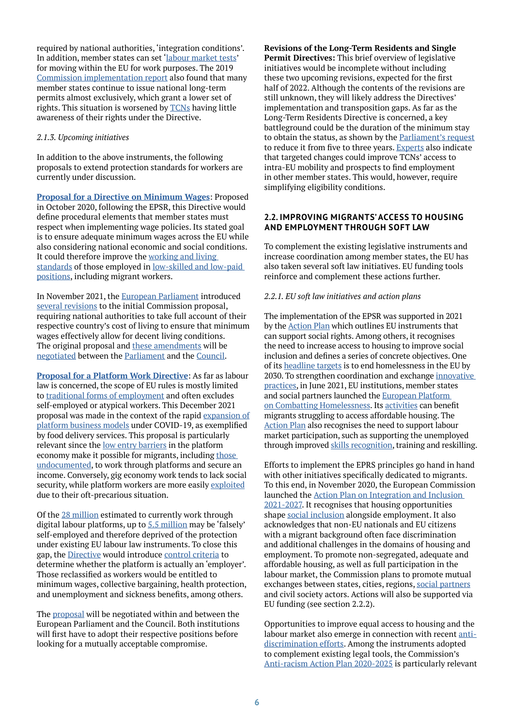required by national authorities, 'integration conditions'. In addition, member states can set 'labour market tests' for moving within the EU for work purposes. The 2019 Commission implementation report also found that many member states continue to issue national long-term permits almost exclusively, which grant a lower set of rights. This situation is worsened by TCNs having little awareness of their rights under the Directive.

*2.1.3. Upcoming initiatives*

In addition to the above instruments, the following proposals to extend protection standards for workers are currently under discussion.

**Proposal for a Directive on Minimum Wages**: Proposed in October 2020, following the EPSR, this Directive would define procedural elements that member states must respect when implementing wage policies. Its stated goal is to ensure adequate minimum wages across the EU while also considering national economic and social conditions. It could therefore improve the working and living standards of those employed in low-skilled and low-paid positions, including migrant workers.

In November 2021, the European Parliament introduced several revisions to the initial Commission proposal, requiring national authorities to take full account of their respective country's cost of living to ensure that minimum wages effectively allow for decent living conditions. The original proposal and these amendments will be negotiated between the Parliament and the Council.

**Proposal for a Platform Work Directive**: As far as labour law is concerned, the scope of EU rules is mostly limited to traditional forms of employment and often excludes self-employed or atypical workers. This December 2021 proposal was made in the context of the rapid expansion of platform business models under COVID-19, as exemplified by food delivery services. This proposal is particularly relevant since the low entry barriers in the platform economy make it possible for migrants, including those undocumented, to work through platforms and secure an income. Conversely, gig economy work tends to lack social security, while platform workers are more easily exploited due to their oft-precarious situation.

Of the 28 million estimated to currently work through digital labour platforms, up to 5.5 million may be 'falsely' self-employed and therefore deprived of the protection under existing EU labour law instruments. To close this gap, the Directive would introduce control criteria to determine whether the platform is actually an 'employer'. Those reclassified as workers would be entitled to minimum wages, collective bargaining, health protection, and unemployment and sickness benefits, among others.

The proposal will be negotiated within and between the European Parliament and the Council. Both institutions will first have to adopt their respective positions before looking for a mutually acceptable compromise.

**Revisions of the Long-Term Residents and Single Permit Directives:** This brief overview of legislative initiatives would be incomplete without including these two upcoming revisions, expected for the first half of 2022. Although the contents of the revisions are still unknown, they will likely address the Directives' implementation and transposition gaps. As far as the Long-Term Residents Directive is concerned, a key battleground could be the duration of the minimum stay to obtain the status, as shown by the Parliament's request to reduce it from five to three years. Experts also indicate that targeted changes could improve TCNs' access to intra-EU mobility and prospects to find employment in other member states. This would, however, require simplifying eligibility conditions.

## 2.2. IMPROVING MIGRANTS' ACCESS TO HOUSING AND EMPLOYMENT THROUGH SOFT LAW

To complement the existing legislative instruments and increase coordination among member states, the EU has also taken several soft law initiatives. EU funding tools reinforce and complement these actions further.

*2.2.1. EU soft law initiatives and action plans*

The implementation of the EPSR was supported in 2021 by the Action Plan which outlines EU instruments that can support social rights. Among others, it recognises the need to increase access to housing to improve social inclusion and defines a series of concrete objectives. One of its headline targets is to end homelessness in the EU by 2030. To strengthen coordination and exchange innovative practices, in June 2021, EU institutions, member states and social partners launched the European Platform on Combatting Homelessness. Its activities can benefit migrants struggling to access affordable housing. The Action Plan also recognises the need to support labour market participation, such as supporting the unemployed through improved skills recognition, training and reskilling.

Efforts to implement the EPRS principles go hand in hand with other initiatives specifically dedicated to migrants. To this end, in November 2020, the European Commission launched the Action Plan on Integration and Inclusion 2021-2027. It recognises that housing opportunities shape social inclusion alongside employment. It also acknowledges that non-EU nationals and EU citizens with a migrant background often face discrimination and additional challenges in the domains of housing and employment. To promote non-segregated, adequate and affordable housing, as well as full participation in the labour market, the Commission plans to promote mutual exchanges between states, cities, regions, social partners and civil society actors. Actions will also be supported via EU funding (see section 2.2.2).

Opportunities to improve equal access to housing and the labour market also emerge in connection with recent anti-discrimination efforts. Among the instruments adopted to complement existing legal tools, the Commission's Anti-racism Action Plan 2020-2025 is particularly relevant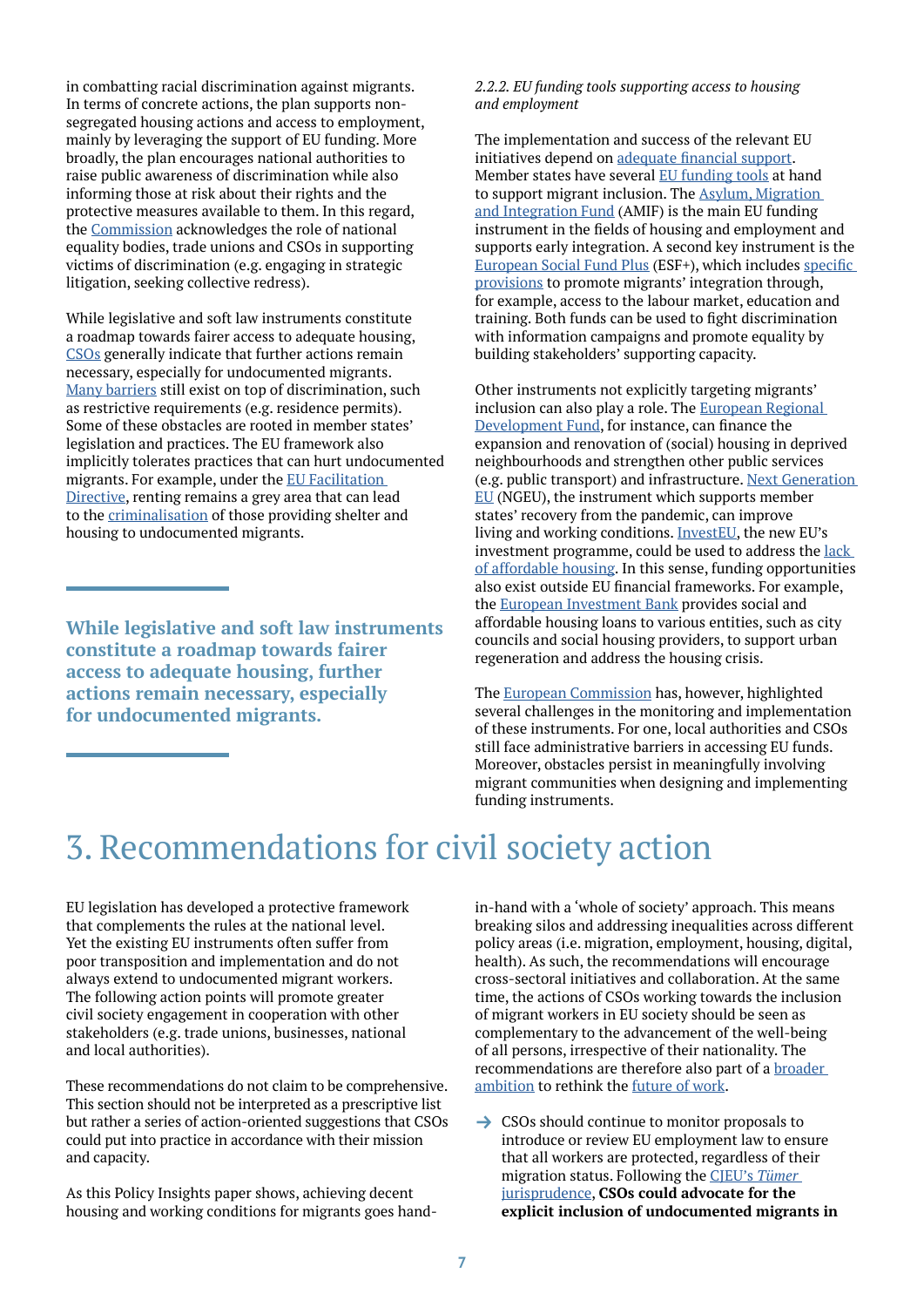in combatting racial discrimination against migrants. In terms of concrete actions, the plan supports non-segregated housing actions and access to employment, mainly by leveraging the support of EU funding. More broadly, the plan encourages national authorities to raise public awareness of discrimination while also informing those at risk about their rights and the protective measures available to them. In this regard, the Commission acknowledges the role of national equality bodies, trade unions and CSOs in supporting victims of discrimination (e.g. engaging in strategic litigation, seeking collective redress).

While legislative and soft law instruments constitute a roadmap towards fairer access to adequate housing, CSOs generally indicate that further actions remain necessary, especially for undocumented migrants. Many barriers still exist on top of discrimination, such as restrictive requirements (e.g. residence permits). Some of these obstacles are rooted in member states' legislation and practices. The EU framework also implicitly tolerates practices that can hurt undocumented migrants. For example, under the EU Facilitation Directive, renting remains a grey area that can lead to the criminalisation of those providing shelter and housing to undocumented migrants.

> **While legislative and soft law instruments constitute a roadmap towards fairer access to adequate housing, further actions remain necessary, especially for undocumented migrants.**

*2.2.2. EU funding tools supporting access to housing and employment*

The implementation and success of the relevant EU initiatives depend on adequate financial support. Member states have several EU funding tools at hand to support migrant inclusion. The Asylum, Migration and Integration Fund (AMIF) is the main EU funding instrument in the fields of housing and employment and supports early integration. A second key instrument is the European Social Fund Plus (ESF+), which includes specific provisions to promote migrants' integration through, for example, access to the labour market, education and training. Both funds can be used to fight discrimination with information campaigns and promote equality by building stakeholders' supporting capacity.

Other instruments not explicitly targeting migrants' inclusion can also play a role. The European Regional Development Fund, for instance, can finance the expansion and renovation of (social) housing in deprived neighbourhoods and strengthen other public services (e.g. public transport) and infrastructure. Next Generation EU (NGEU), the instrument which supports member states' recovery from the pandemic, can improve living and working conditions. InvestEU, the new EU's investment programme, could be used to address the lack of affordable housing. In this sense, funding opportunities also exist outside EU financial frameworks. For example, the European Investment Bank provides social and affordable housing loans to various entities, such as city councils and social housing providers, to support urban regeneration and address the housing crisis.

The European Commission has, however, highlighted several challenges in the monitoring and implementation of these instruments. For one, local authorities and CSOs still face administrative barriers in accessing EU funds. Moreover, obstacles persist in meaningfully involving migrant communities when designing and implementing funding instruments.

# 3. Recommendations for civil society action

EU legislation has developed a protective framework that complements the rules at the national level. Yet the existing EU instruments often suffer from poor transposition and implementation and do not always extend to undocumented migrant workers. The following action points will promote greater civil society engagement in cooperation with other stakeholders (e.g. trade unions, businesses, national and local authorities).

These recommendations do not claim to be comprehensive. This section should not be interpreted as a prescriptive list but rather a series of action-oriented suggestions that CSOs could put into practice in accordance with their mission and capacity.

As this Policy Insights paper shows, achieving decent housing and working conditions for migrants goes hand-in-hand with a 'whole of society' approach. This means breaking silos and addressing inequalities across different policy areas (i.e. migration, employment, housing, digital, health). As such, the recommendations will encourage cross-sectoral initiatives and collaboration. At the same time, the actions of CSOs working towards the inclusion of migrant workers in EU society should be seen as complementary to the advancement of the well-being of all persons, irrespective of their nationality. The recommendations are therefore also part of a broader ambition to rethink the future of work.

- CSOs should continue to monitor proposals to introduce or review EU employment law to ensure that all workers are protected, regardless of their migration status. Following the CJEU's *Tümer* jurisprudence, **CSOs could advocate for the explicit inclusion of undocumented migrants in**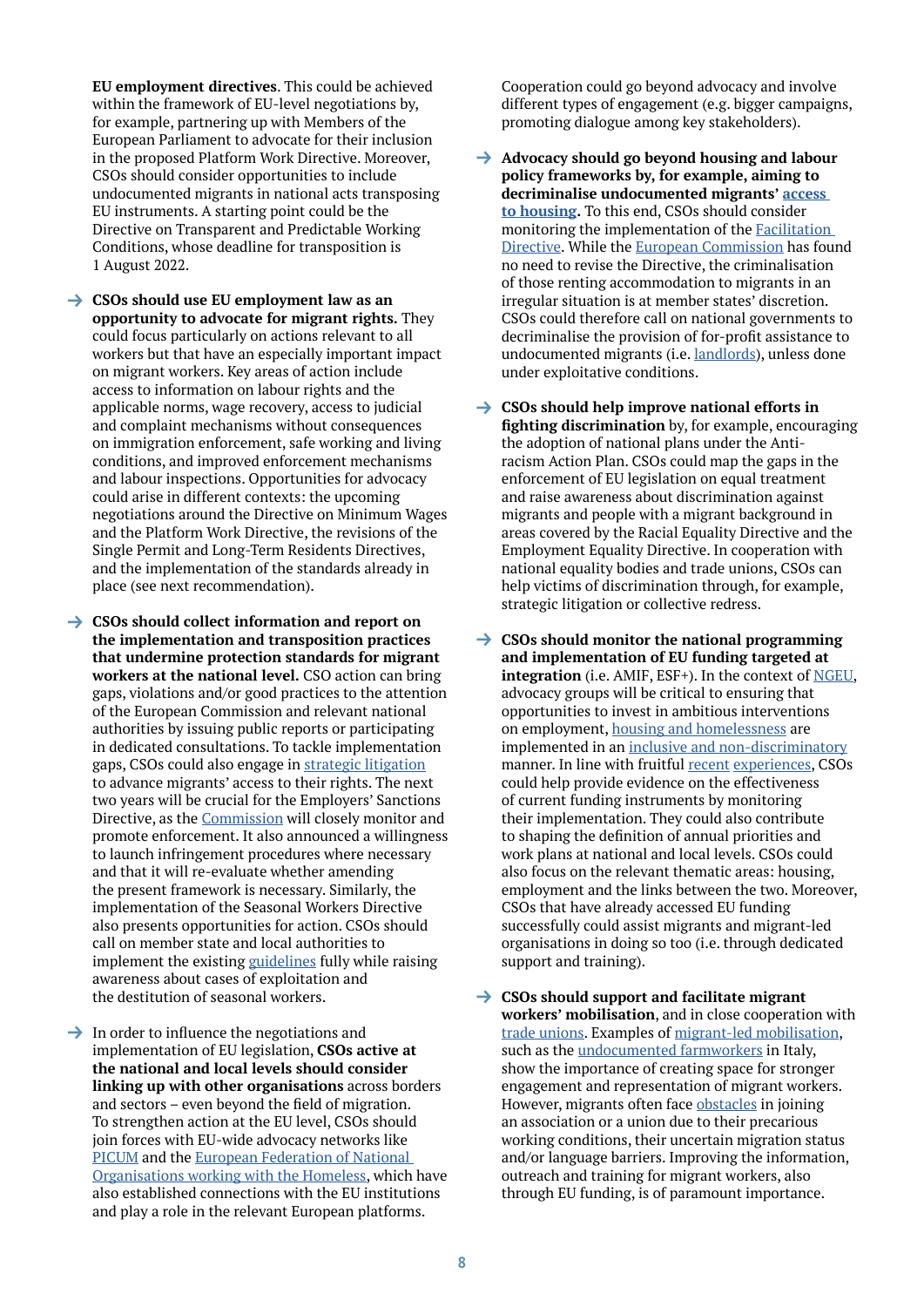**EU employment directives**. This could be achieved within the framework of EU-level negotiations by, for example, partnering up with Members of the European Parliament to advocate for their inclusion in the proposed Platform Work Directive. Moreover, CSOs should consider opportunities to include undocumented migrants in national acts transposing EU instruments. A starting point could be the Directive on Transparent and Predictable Working Conditions, whose deadline for transposition is 1 August 2022.

- **CSOs should use EU employment law as an opportunity to advocate for migrant rights.** They could focus particularly on actions relevant to all workers but that have an especially important impact on migrant workers. Key areas of action include access to information on labour rights and the applicable norms, wage recovery, access to judicial and complaint mechanisms without consequences on immigration enforcement, safe working and living conditions, and improved enforcement mechanisms and labour inspections. Opportunities for advocacy could arise in different contexts: the upcoming negotiations around the Directive on Minimum Wages and the Platform Work Directive, the revisions of the Single Permit and Long-Term Residents Directives, and the implementation of the standards already in place (see next recommendation).

- **CSOs should collect information and report on the implementation and transposition practices that undermine protection standards for migrant workers at the national level.** CSO action can bring gaps, violations and/or good practices to the attention of the European Commission and relevant national authorities by issuing public reports or participating in dedicated consultations. To tackle implementation gaps, CSOs could also engage in strategic litigation to advance migrants' access to their rights. The next two years will be crucial for the Employers' Sanctions Directive, as the Commission will closely monitor and promote enforcement. It also announced a willingness to launch infringement procedures where necessary and that it will re-evaluate whether amending the present framework is necessary. Similarly, the implementation of the Seasonal Workers Directive also presents opportunities for action. CSOs should call on member state and local authorities to implement the existing guidelines fully while raising awareness about cases of exploitation and the destitution of seasonal workers.

- In order to influence the negotiations and implementation of EU legislation, **CSOs active at the national and local levels should consider linking up with other organisations** across borders and sectors – even beyond the field of migration. To strengthen action at the EU level, CSOs should join forces with EU-wide advocacy networks like PICUM and the European Federation of National Organisations working with the Homeless, which have also established connections with the EU institutions and play a role in the relevant European platforms. Cooperation could go beyond advocacy and involve different types of engagement (e.g. bigger campaigns, promoting dialogue among key stakeholders).

- **Advocacy should go beyond housing and labour policy frameworks by, for example, aiming to decriminalise undocumented migrants' access to housing.** To this end, CSOs should consider monitoring the implementation of the Facilitation Directive. While the European Commission has found no need to revise the Directive, the criminalisation of those renting accommodation to migrants in an irregular situation is at member states' discretion. CSOs could therefore call on national governments to decriminalise the provision of for-profit assistance to undocumented migrants (i.e. landlords), unless done under exploitative conditions.

- **CSOs should help improve national efforts in fighting discrimination** by, for example, encouraging the adoption of national plans under the Anti-racism Action Plan. CSOs could map the gaps in the enforcement of EU legislation on equal treatment and raise awareness about discrimination against migrants and people with a migrant background in areas covered by the Racial Equality Directive and the Employment Equality Directive. In cooperation with national equality bodies and trade unions, CSOs can help victims of discrimination through, for example, strategic litigation or collective redress.

- **CSOs should monitor the national programming and implementation of EU funding targeted at integration** (i.e. AMIF, ESF+). In the context of NGEU, advocacy groups will be critical to ensuring that opportunities to invest in ambitious interventions on employment, housing and homelessness are implemented in an inclusive and non-discriminatory manner. In line with fruitful recent experiences, CSOs could help provide evidence on the effectiveness of current funding instruments by monitoring their implementation. They could also contribute to shaping the definition of annual priorities and work plans at national and local levels. CSOs could also focus on the relevant thematic areas: housing, employment and the links between the two. Moreover, CSOs that have already accessed EU funding successfully could assist migrants and migrant-led organisations in doing so too (i.e. through dedicated support and training).

- **CSOs should support and facilitate migrant workers' mobilisation**, and in close cooperation with trade unions. Examples of migrant-led mobilisation, such as the undocumented farmworkers in Italy, show the importance of creating space for stronger engagement and representation of migrant workers. However, migrants often face obstacles in joining an association or a union due to their precarious working conditions, their uncertain migration status and/or language barriers. Improving the information, outreach and training for migrant workers, also through EU funding, is of paramount importance.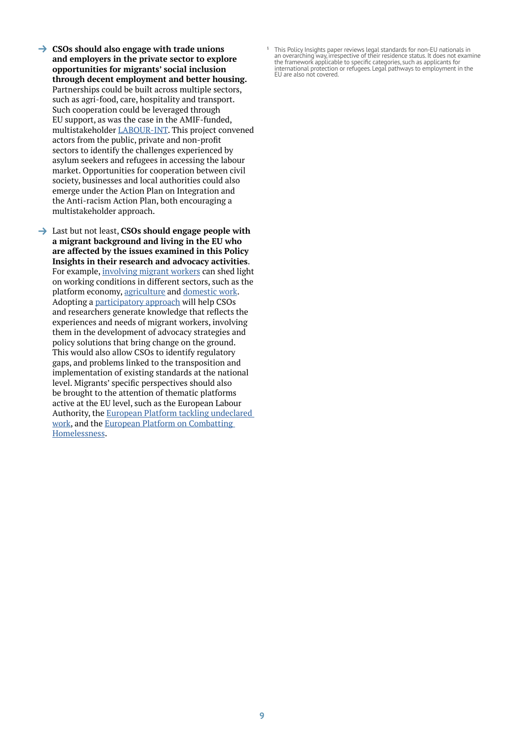- → **CSOs should also engage with trade unions and employers in the private sector to explore opportunities for migrants' social inclusion through decent employment and better housing.** Partnerships could be built across multiple sectors, such as agri-food, care, hospitality and transport. Such cooperation could be leveraged through EU support, as was the case in the AMIF-funded, multistakeholder LABOUR-INT. This project convened actors from the public, private and non-profit sectors to identify the challenges experienced by asylum seekers and refugees in accessing the labour market. Opportunities for cooperation between civil society, businesses and local authorities could also emerge under the Action Plan on Integration and the Anti-racism Action Plan, both encouraging a multistakeholder approach.

- → Last but not least, **CSOs should engage people with a migrant background and living in the EU who are affected by the issues examined in this Policy Insights in their research and advocacy activities**. For example, involving migrant workers can shed light on working conditions in different sectors, such as the platform economy, agriculture and domestic work. Adopting a participatory approach will help CSOs and researchers generate knowledge that reflects the experiences and needs of migrant workers, involving them in the development of advocacy strategies and policy solutions that bring change on the ground. This would also allow CSOs to identify regulatory gaps, and problems linked to the transposition and implementation of existing standards at the national level. Migrants' specific perspectives should also be brought to the attention of thematic platforms active at the EU level, such as the European Labour Authority, the European Platform tackling undeclared work, and the European Platform on Combatting Homelessness.

[1] This Policy Insights paper reviews legal standards for non-EU nationals in an overarching way, irrespective of their residence status. It does not examine the framework applicable to specific categories, such as applicants for international protection or refugees. Legal pathways to employment in the EU are also not covered.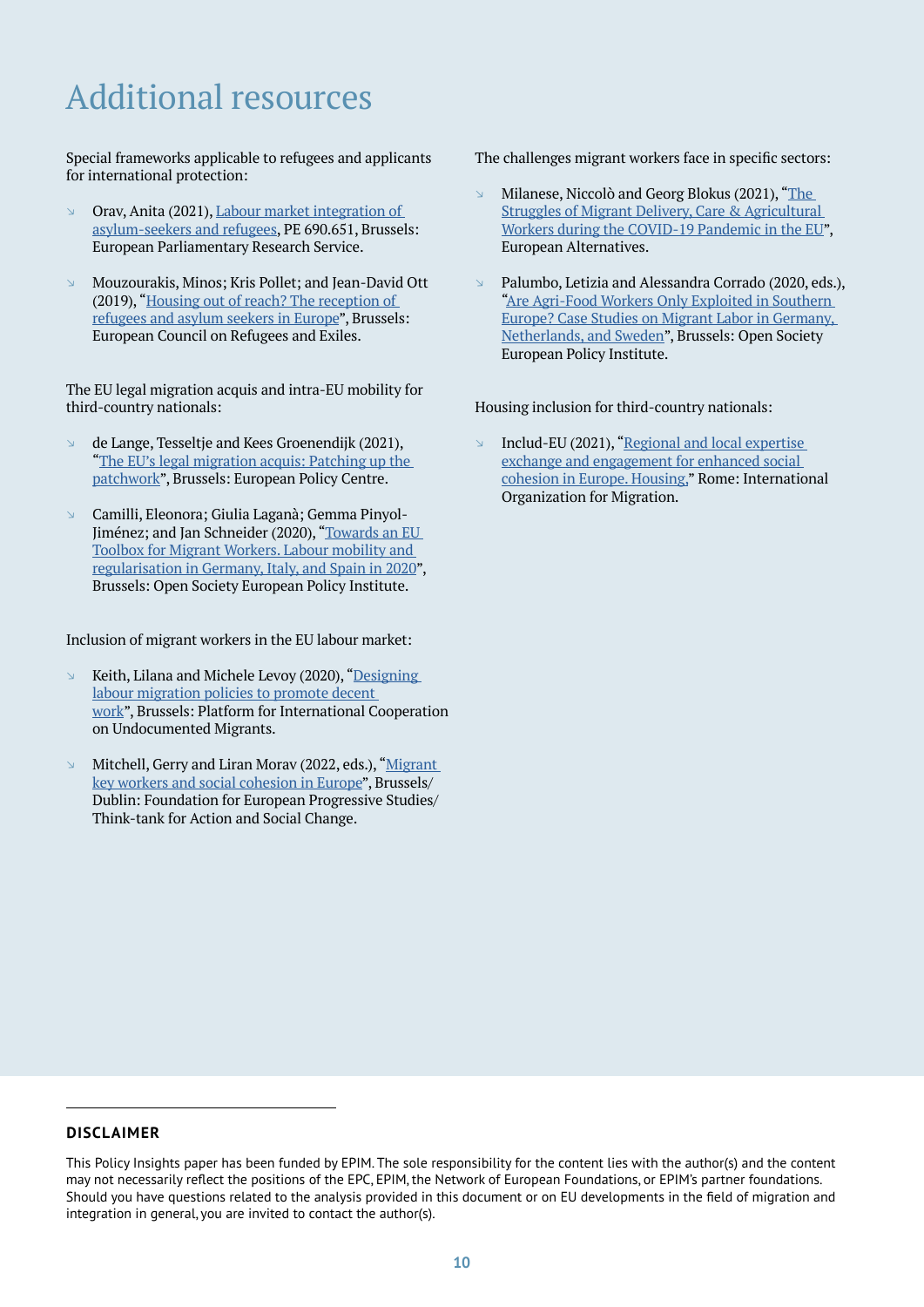# Additional resources

Special frameworks applicable to refugees and applicants for international protection:

- Orav, Anita (2021), Labour market integration of asylum-seekers and refugees, PE 690.651, Brussels: European Parliamentary Research Service.
- Mouzourakis, Minos; Kris Pollet; and Jean-David Ott (2019), "Housing out of reach? The reception of refugees and asylum seekers in Europe", Brussels: European Council on Refugees and Exiles.

The EU legal migration acquis and intra-EU mobility for third-country nationals:

- de Lange, Tesseltje and Kees Groenendijk (2021), "The EU's legal migration acquis: Patching up the patchwork", Brussels: European Policy Centre.
- Camilli, Eleonora; Giulia Laganà; Gemma Pinyol-Jiménez; and Jan Schneider (2020), "Towards an EU Toolbox for Migrant Workers. Labour mobility and regularisation in Germany, Italy, and Spain in 2020", Brussels: Open Society European Policy Institute.

Inclusion of migrant workers in the EU labour market:

- Keith, Lilana and Michele Levoy (2020), "Designing labour migration policies to promote decent work", Brussels: Platform for International Cooperation on Undocumented Migrants.
- Mitchell, Gerry and Liran Morav (2022, eds.), "Migrant key workers and social cohesion in Europe", Brussels/Dublin: Foundation for European Progressive Studies/Think-tank for Action and Social Change.

The challenges migrant workers face in specific sectors:

- Milanese, Niccolò and Georg Blokus (2021), "The Struggles of Migrant Delivery, Care & Agricultural Workers during the COVID-19 Pandemic in the EU", European Alternatives.
- Palumbo, Letizia and Alessandra Corrado (2020, eds.), "Are Agri-Food Workers Only Exploited in Southern Europe? Case Studies on Migrant Labor in Germany, Netherlands, and Sweden", Brussels: Open Society European Policy Institute.

Housing inclusion for third-country nationals:

- Includ-EU (2021), "Regional and local expertise exchange and engagement for enhanced social cohesion in Europe. Housing," Rome: International Organization for Migration.

---

**DISCLAIMER**

This Policy Insights paper has been funded by EPIM. The sole responsibility for the content lies with the author(s) and the content may not necessarily reflect the positions of the EPC, EPIM, the Network of European Foundations, or EPIM's partner foundations. Should you have questions related to the analysis provided in this document or on EU developments in the field of migration and integration in general, you are invited to contact the author(s).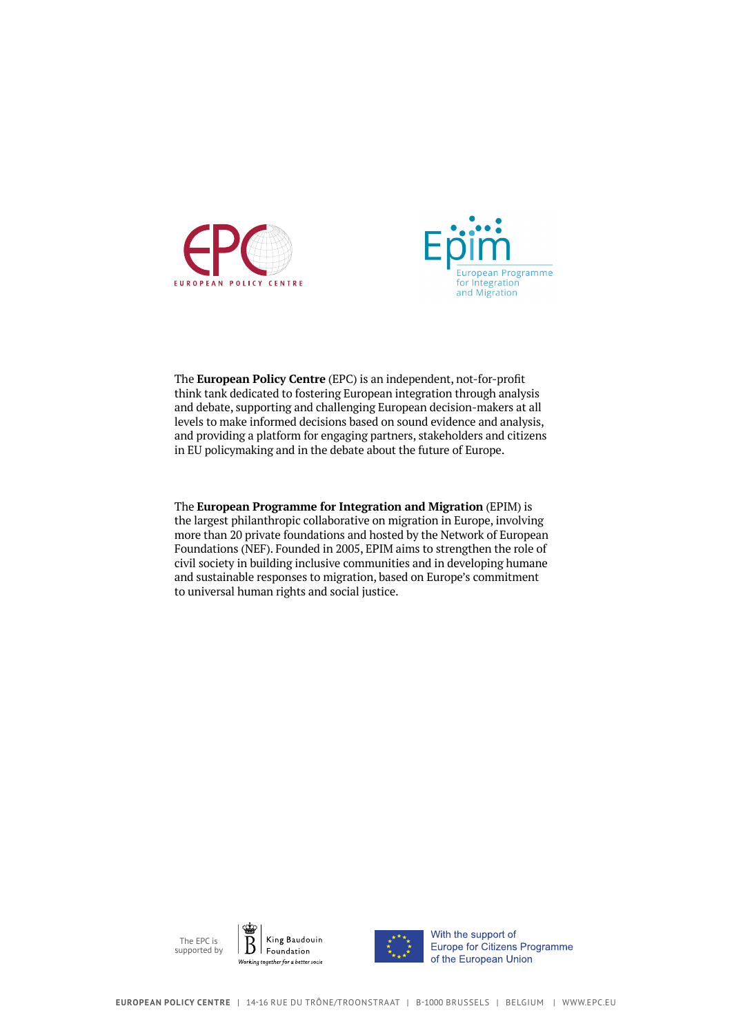EUROPEAN POLICY CENTRE

European Programme for Integration and Migration

The **European Policy Centre** (EPC) is an independent, not-for-profit think tank dedicated to fostering European integration through analysis and debate, supporting and challenging European decision-makers at all levels to make informed decisions based on sound evidence and analysis, and providing a platform for engaging partners, stakeholders and citizens in EU policymaking and in the debate about the future of Europe.

The **European Programme for Integration and Migration** (EPIM) is the largest philanthropic collaborative on migration in Europe, involving more than 20 private foundations and hosted by the Network of European Foundations (NEF). Founded in 2005, EPIM aims to strengthen the role of civil society in building inclusive communities and in developing humane and sustainable responses to migration, based on Europe's commitment to universal human rights and social justice.

The EPC is supported by King Baudouin Foundation *Working together for a better socie*

With the support of Europe for Citizens Programme of the European Union

**EUROPEAN POLICY CENTRE** | 14-16 RUE DU TRÔNE/TROONSTRAAT | B-1000 BRUSSELS | BELGIUM | WWW.EPC.EU